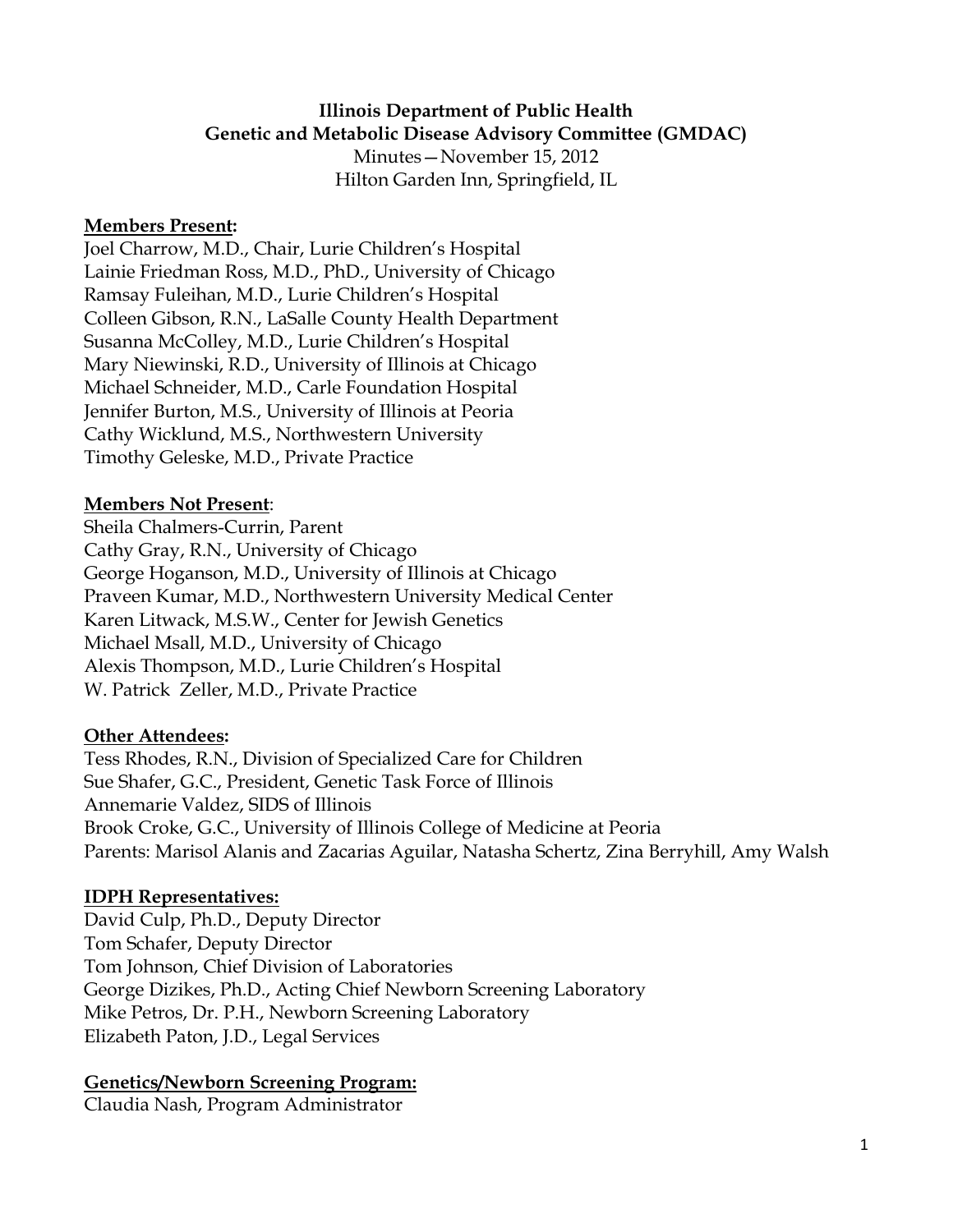**Illinois Department of Public Health**
**Genetic and Metabolic Disease Advisory Committee (GMDAC)**
Minutes—November 15, 2012
Hilton Garden Inn, Springfield, IL

**Members Present:**
Joel Charrow, M.D., Chair, Lurie Children's Hospital
Lainie Friedman Ross, M.D., PhD., University of Chicago
Ramsay Fuleihan, M.D., Lurie Children's Hospital
Colleen Gibson, R.N., LaSalle County Health Department
Susanna McColley, M.D., Lurie Children's Hospital
Mary Niewinski, R.D., University of Illinois at Chicago
Michael Schneider, M.D., Carle Foundation Hospital
Jennifer Burton, M.S., University of Illinois at Peoria
Cathy Wicklund, M.S., Northwestern University
Timothy Geleske, M.D., Private Practice

**Members Not Present**:
Sheila Chalmers-Currin, Parent
Cathy Gray, R.N., University of Chicago
George Hoganson, M.D., University of Illinois at Chicago
Praveen Kumar, M.D., Northwestern University Medical Center
Karen Litwack, M.S.W., Center for Jewish Genetics
Michael Msall, M.D., University of Chicago
Alexis Thompson, M.D., Lurie Children's Hospital
W. Patrick Zeller, M.D., Private Practice

**Other Attendees:**
Tess Rhodes, R.N., Division of Specialized Care for Children
Sue Shafer, G.C., President, Genetic Task Force of Illinois
Annemarie Valdez, SIDS of Illinois
Brook Croke, G.C., University of Illinois College of Medicine at Peoria
Parents: Marisol Alanis and Zacarias Aguilar, Natasha Schertz, Zina Berryhill, Amy Walsh

**IDPH Representatives:**
David Culp, Ph.D., Deputy Director
Tom Schafer, Deputy Director
Tom Johnson, Chief Division of Laboratories
George Dizikes, Ph.D., Acting Chief Newborn Screening Laboratory
Mike Petros, Dr. P.H., Newborn Screening Laboratory
Elizabeth Paton, J.D., Legal Services

**Genetics/Newborn Screening Program:**
Claudia Nash, Program Administrator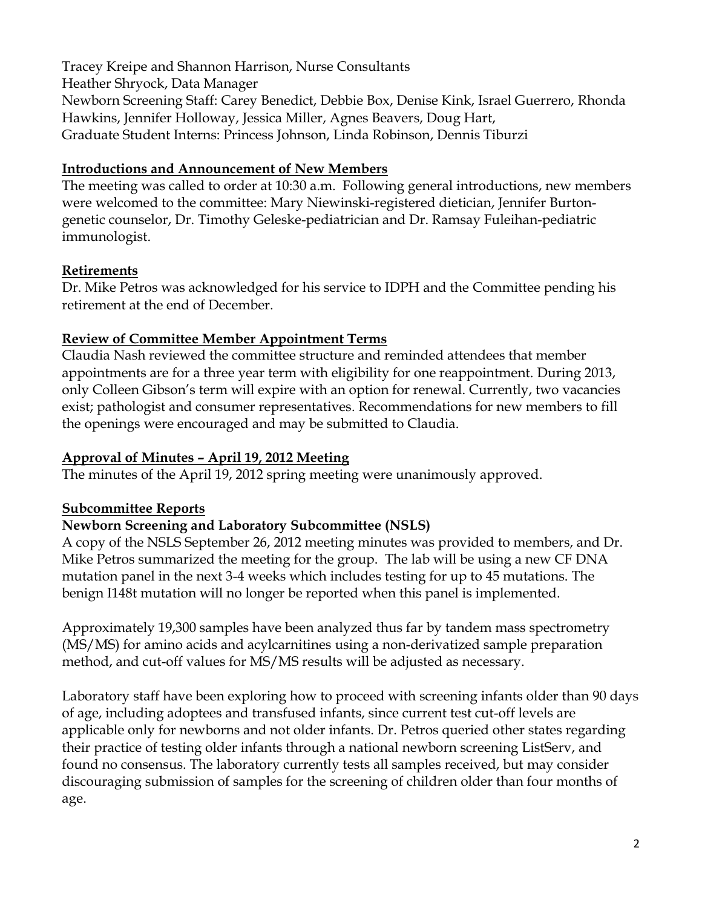Tracey Kreipe and Shannon Harrison, Nurse Consultants
Heather Shryock, Data Manager
Newborn Screening Staff: Carey Benedict, Debbie Box, Denise Kink, Israel Guerrero, Rhonda Hawkins, Jennifer Holloway, Jessica Miller, Agnes Beavers, Doug Hart,
Graduate Student Interns: Princess Johnson, Linda Robinson, Dennis Tiburzi

**Introductions and Announcement of New Members**

The meeting was called to order at 10:30 a.m. Following general introductions, new members were welcomed to the committee: Mary Niewinski-registered dietician, Jennifer Burton-genetic counselor, Dr. Timothy Geleske-pediatrician and Dr. Ramsay Fuleihan-pediatric immunologist.

**Retirements**

Dr. Mike Petros was acknowledged for his service to IDPH and the Committee pending his retirement at the end of December.

**Review of Committee Member Appointment Terms**

Claudia Nash reviewed the committee structure and reminded attendees that member appointments are for a three year term with eligibility for one reappointment. During 2013, only Colleen Gibson's term will expire with an option for renewal. Currently, two vacancies exist; pathologist and consumer representatives. Recommendations for new members to fill the openings were encouraged and may be submitted to Claudia.

**Approval of Minutes – April 19, 2012 Meeting**

The minutes of the April 19, 2012 spring meeting were unanimously approved.

**Subcommittee Reports**

**Newborn Screening and Laboratory Subcommittee (NSLS)**

A copy of the NSLS September 26, 2012 meeting minutes was provided to members, and Dr. Mike Petros summarized the meeting for the group. The lab will be using a new CF DNA mutation panel in the next 3-4 weeks which includes testing for up to 45 mutations. The benign I148t mutation will no longer be reported when this panel is implemented.

Approximately 19,300 samples have been analyzed thus far by tandem mass spectrometry (MS/MS) for amino acids and acylcarnitines using a non-derivatized sample preparation method, and cut-off values for MS/MS results will be adjusted as necessary.

Laboratory staff have been exploring how to proceed with screening infants older than 90 days of age, including adoptees and transfused infants, since current test cut-off levels are applicable only for newborns and not older infants. Dr. Petros queried other states regarding their practice of testing older infants through a national newborn screening ListServ, and found no consensus. The laboratory currently tests all samples received, but may consider discouraging submission of samples for the screening of children older than four months of age.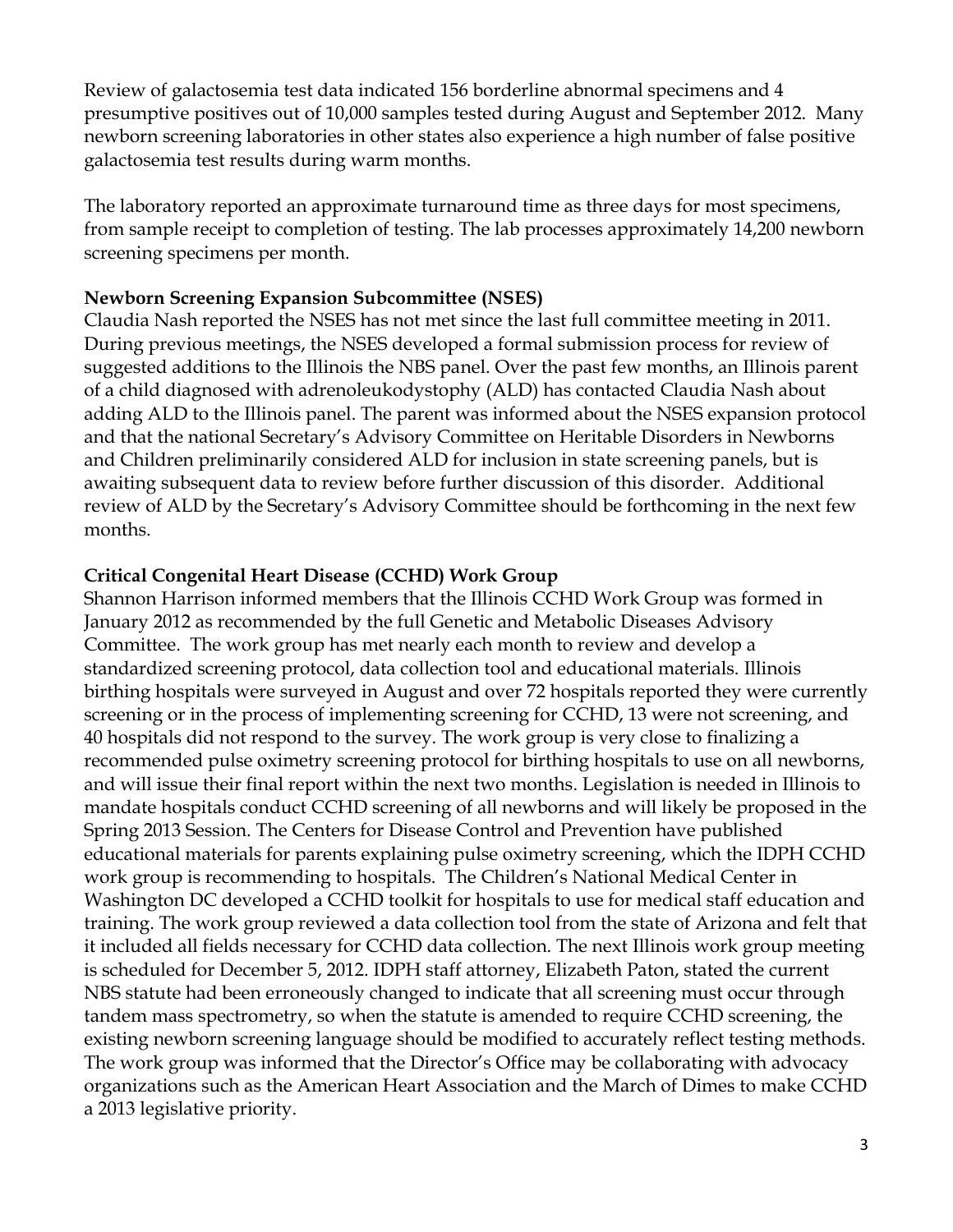Review of galactosemia test data indicated 156 borderline abnormal specimens and 4 presumptive positives out of 10,000 samples tested during August and September 2012. Many newborn screening laboratories in other states also experience a high number of false positive galactosemia test results during warm months.

The laboratory reported an approximate turnaround time as three days for most specimens, from sample receipt to completion of testing. The lab processes approximately 14,200 newborn screening specimens per month.

**Newborn Screening Expansion Subcommittee (NSES)**
Claudia Nash reported the NSES has not met since the last full committee meeting in 2011. During previous meetings, the NSES developed a formal submission process for review of suggested additions to the Illinois the NBS panel. Over the past few months, an Illinois parent of a child diagnosed with adrenoleukodystophy (ALD) has contacted Claudia Nash about adding ALD to the Illinois panel. The parent was informed about the NSES expansion protocol and that the national Secretary's Advisory Committee on Heritable Disorders in Newborns and Children preliminarily considered ALD for inclusion in state screening panels, but is awaiting subsequent data to review before further discussion of this disorder. Additional review of ALD by the Secretary's Advisory Committee should be forthcoming in the next few months.

**Critical Congenital Heart Disease (CCHD) Work Group**
Shannon Harrison informed members that the Illinois CCHD Work Group was formed in January 2012 as recommended by the full Genetic and Metabolic Diseases Advisory Committee. The work group has met nearly each month to review and develop a standardized screening protocol, data collection tool and educational materials. Illinois birthing hospitals were surveyed in August and over 72 hospitals reported they were currently screening or in the process of implementing screening for CCHD, 13 were not screening, and 40 hospitals did not respond to the survey. The work group is very close to finalizing a recommended pulse oximetry screening protocol for birthing hospitals to use on all newborns, and will issue their final report within the next two months. Legislation is needed in Illinois to mandate hospitals conduct CCHD screening of all newborns and will likely be proposed in the Spring 2013 Session. The Centers for Disease Control and Prevention have published educational materials for parents explaining pulse oximetry screening, which the IDPH CCHD work group is recommending to hospitals. The Children's National Medical Center in Washington DC developed a CCHD toolkit for hospitals to use for medical staff education and training. The work group reviewed a data collection tool from the state of Arizona and felt that it included all fields necessary for CCHD data collection. The next Illinois work group meeting is scheduled for December 5, 2012. IDPH staff attorney, Elizabeth Paton, stated the current NBS statute had been erroneously changed to indicate that all screening must occur through tandem mass spectrometry, so when the statute is amended to require CCHD screening, the existing newborn screening language should be modified to accurately reflect testing methods. The work group was informed that the Director's Office may be collaborating with advocacy organizations such as the American Heart Association and the March of Dimes to make CCHD a 2013 legislative priority.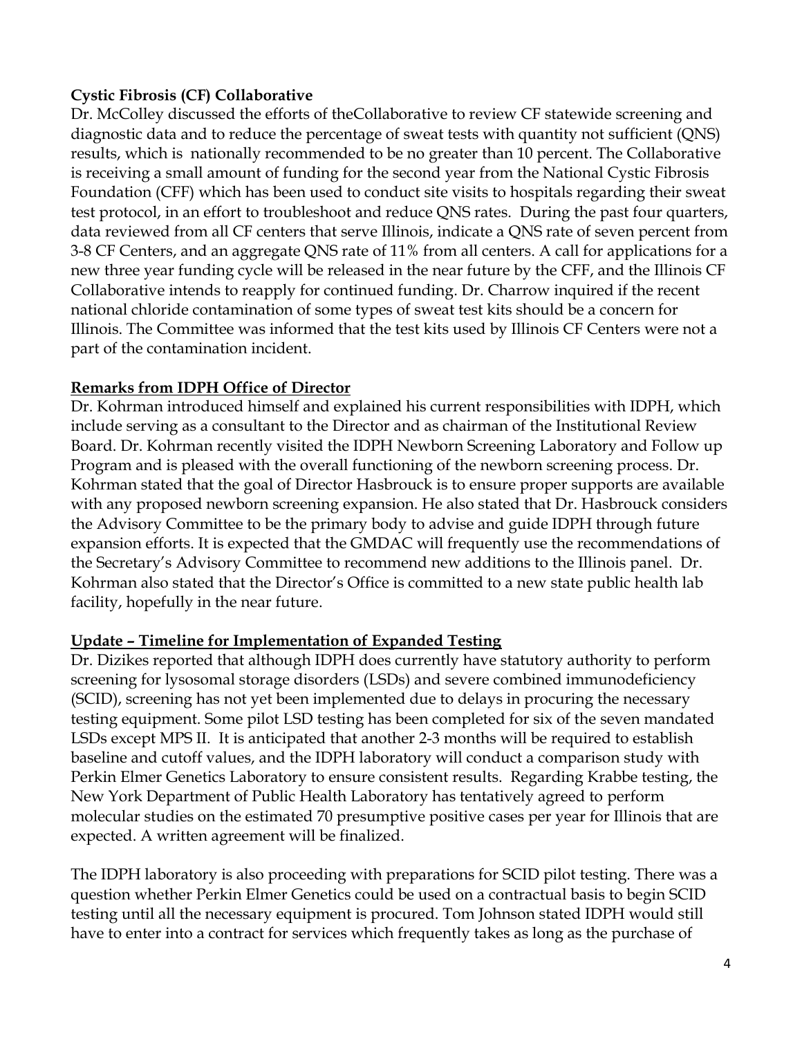**Cystic Fibrosis (CF) Collaborative**

Dr. McColley discussed the efforts of theCollaborative to review CF statewide screening and diagnostic data and to reduce the percentage of sweat tests with quantity not sufficient (QNS) results, which is nationally recommended to be no greater than 10 percent. The Collaborative is receiving a small amount of funding for the second year from the National Cystic Fibrosis Foundation (CFF) which has been used to conduct site visits to hospitals regarding their sweat test protocol, in an effort to troubleshoot and reduce QNS rates. During the past four quarters, data reviewed from all CF centers that serve Illinois, indicate a QNS rate of seven percent from 3-8 CF Centers, and an aggregate QNS rate of 11% from all centers. A call for applications for a new three year funding cycle will be released in the near future by the CFF, and the Illinois CF Collaborative intends to reapply for continued funding. Dr. Charrow inquired if the recent national chloride contamination of some types of sweat test kits should be a concern for Illinois. The Committee was informed that the test kits used by Illinois CF Centers were not a part of the contamination incident.

**Remarks from IDPH Office of Director**

Dr. Kohrman introduced himself and explained his current responsibilities with IDPH, which include serving as a consultant to the Director and as chairman of the Institutional Review Board. Dr. Kohrman recently visited the IDPH Newborn Screening Laboratory and Follow up Program and is pleased with the overall functioning of the newborn screening process. Dr. Kohrman stated that the goal of Director Hasbrouck is to ensure proper supports are available with any proposed newborn screening expansion. He also stated that Dr. Hasbrouck considers the Advisory Committee to be the primary body to advise and guide IDPH through future expansion efforts. It is expected that the GMDAC will frequently use the recommendations of the Secretary's Advisory Committee to recommend new additions to the Illinois panel. Dr. Kohrman also stated that the Director's Office is committed to a new state public health lab facility, hopefully in the near future.

**Update – Timeline for Implementation of Expanded Testing**

Dr. Dizikes reported that although IDPH does currently have statutory authority to perform screening for lysosomal storage disorders (LSDs) and severe combined immunodeficiency (SCID), screening has not yet been implemented due to delays in procuring the necessary testing equipment. Some pilot LSD testing has been completed for six of the seven mandated LSDs except MPS II. It is anticipated that another 2-3 months will be required to establish baseline and cutoff values, and the IDPH laboratory will conduct a comparison study with Perkin Elmer Genetics Laboratory to ensure consistent results. Regarding Krabbe testing, the New York Department of Public Health Laboratory has tentatively agreed to perform molecular studies on the estimated 70 presumptive positive cases per year for Illinois that are expected. A written agreement will be finalized.

The IDPH laboratory is also proceeding with preparations for SCID pilot testing. There was a question whether Perkin Elmer Genetics could be used on a contractual basis to begin SCID testing until all the necessary equipment is procured. Tom Johnson stated IDPH would still have to enter into a contract for services which frequently takes as long as the purchase of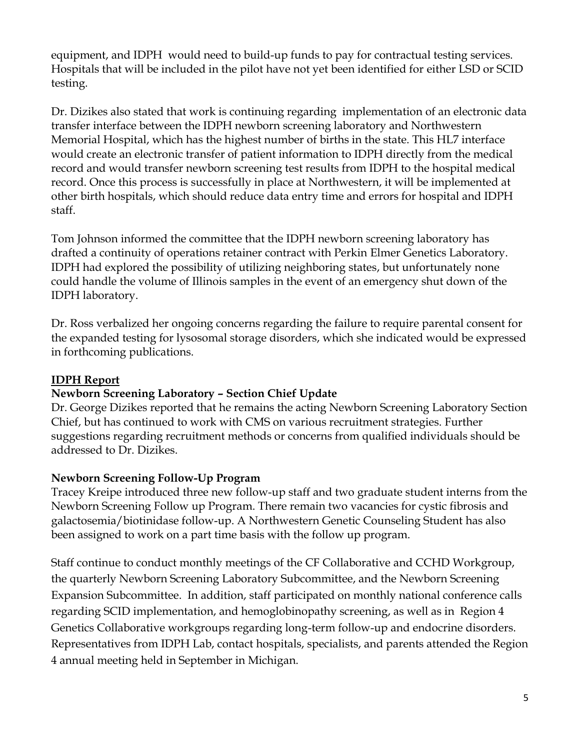equipment, and IDPH would need to build-up funds to pay for contractual testing services. Hospitals that will be included in the pilot have not yet been identified for either LSD or SCID testing.

Dr. Dizikes also stated that work is continuing regarding implementation of an electronic data transfer interface between the IDPH newborn screening laboratory and Northwestern Memorial Hospital, which has the highest number of births in the state. This HL7 interface would create an electronic transfer of patient information to IDPH directly from the medical record and would transfer newborn screening test results from IDPH to the hospital medical record. Once this process is successfully in place at Northwestern, it will be implemented at other birth hospitals, which should reduce data entry time and errors for hospital and IDPH staff.

Tom Johnson informed the committee that the IDPH newborn screening laboratory has drafted a continuity of operations retainer contract with Perkin Elmer Genetics Laboratory. IDPH had explored the possibility of utilizing neighboring states, but unfortunately none could handle the volume of Illinois samples in the event of an emergency shut down of the IDPH laboratory.

Dr. Ross verbalized her ongoing concerns regarding the failure to require parental consent for the expanded testing for lysosomal storage disorders, which she indicated would be expressed in forthcoming publications.

## IDPH Report

### Newborn Screening Laboratory – Section Chief Update

Dr. George Dizikes reported that he remains the acting Newborn Screening Laboratory Section Chief, but has continued to work with CMS on various recruitment strategies. Further suggestions regarding recruitment methods or concerns from qualified individuals should be addressed to Dr. Dizikes.

### Newborn Screening Follow-Up Program

Tracey Kreipe introduced three new follow-up staff and two graduate student interns from the Newborn Screening Follow up Program. There remain two vacancies for cystic fibrosis and galactosemia/biotinidase follow-up. A Northwestern Genetic Counseling Student has also been assigned to work on a part time basis with the follow up program.

Staff continue to conduct monthly meetings of the CF Collaborative and CCHD Workgroup, the quarterly Newborn Screening Laboratory Subcommittee, and the Newborn Screening Expansion Subcommittee. In addition, staff participated on monthly national conference calls regarding SCID implementation, and hemoglobinopathy screening, as well as in Region 4 Genetics Collaborative workgroups regarding long-term follow-up and endocrine disorders. Representatives from IDPH Lab, contact hospitals, specialists, and parents attended the Region 4 annual meeting held in September in Michigan.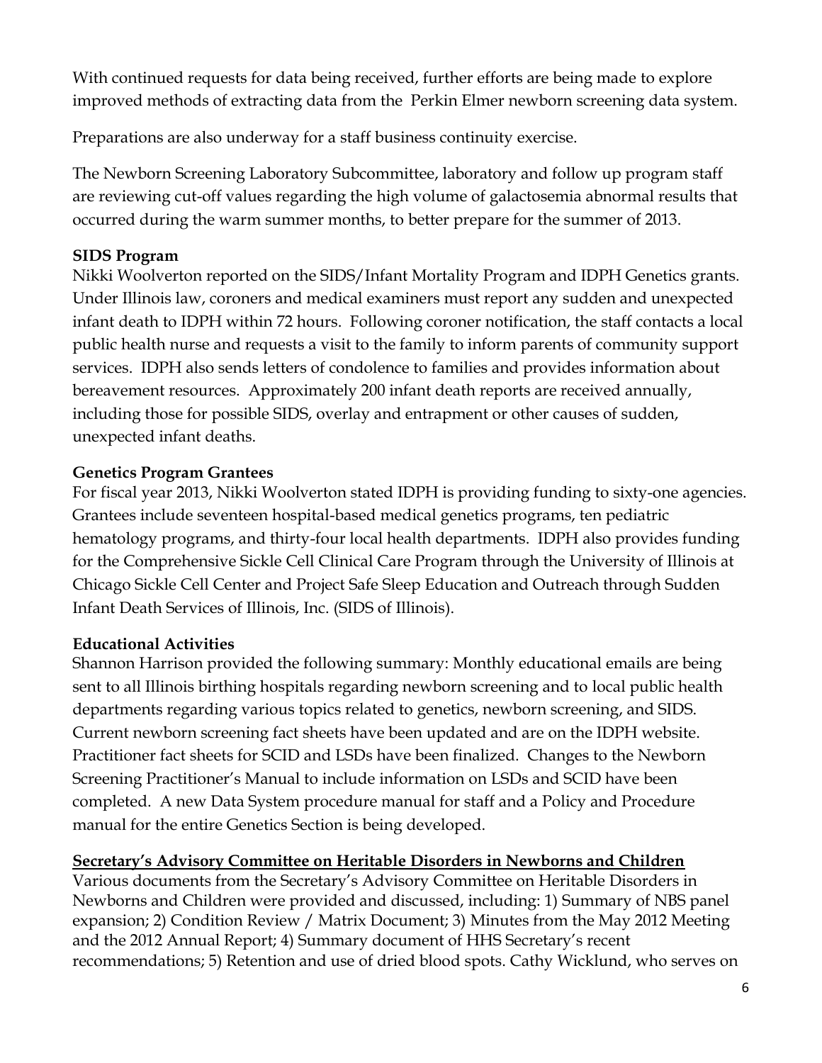With continued requests for data being received, further efforts are being made to explore improved methods of extracting data from the Perkin Elmer newborn screening data system.

Preparations are also underway for a staff business continuity exercise.

The Newborn Screening Laboratory Subcommittee, laboratory and follow up program staff are reviewing cut-off values regarding the high volume of galactosemia abnormal results that occurred during the warm summer months, to better prepare for the summer of 2013.

**SIDS Program**
Nikki Woolverton reported on the SIDS/Infant Mortality Program and IDPH Genetics grants. Under Illinois law, coroners and medical examiners must report any sudden and unexpected infant death to IDPH within 72 hours. Following coroner notification, the staff contacts a local public health nurse and requests a visit to the family to inform parents of community support services. IDPH also sends letters of condolence to families and provides information about bereavement resources. Approximately 200 infant death reports are received annually, including those for possible SIDS, overlay and entrapment or other causes of sudden, unexpected infant deaths.

**Genetics Program Grantees**
For fiscal year 2013, Nikki Woolverton stated IDPH is providing funding to sixty-one agencies. Grantees include seventeen hospital-based medical genetics programs, ten pediatric hematology programs, and thirty-four local health departments. IDPH also provides funding for the Comprehensive Sickle Cell Clinical Care Program through the University of Illinois at Chicago Sickle Cell Center and Project Safe Sleep Education and Outreach through Sudden Infant Death Services of Illinois, Inc. (SIDS of Illinois).

**Educational Activities**
Shannon Harrison provided the following summary: Monthly educational emails are being sent to all Illinois birthing hospitals regarding newborn screening and to local public health departments regarding various topics related to genetics, newborn screening, and SIDS. Current newborn screening fact sheets have been updated and are on the IDPH website. Practitioner fact sheets for SCID and LSDs have been finalized. Changes to the Newborn Screening Practitioner's Manual to include information on LSDs and SCID have been completed. A new Data System procedure manual for staff and a Policy and Procedure manual for the entire Genetics Section is being developed.

**Secretary's Advisory Committee on Heritable Disorders in Newborns and Children**
Various documents from the Secretary's Advisory Committee on Heritable Disorders in Newborns and Children were provided and discussed, including: 1) Summary of NBS panel expansion; 2) Condition Review / Matrix Document; 3) Minutes from the May 2012 Meeting and the 2012 Annual Report; 4) Summary document of HHS Secretary's recent recommendations; 5) Retention and use of dried blood spots. Cathy Wicklund, who serves on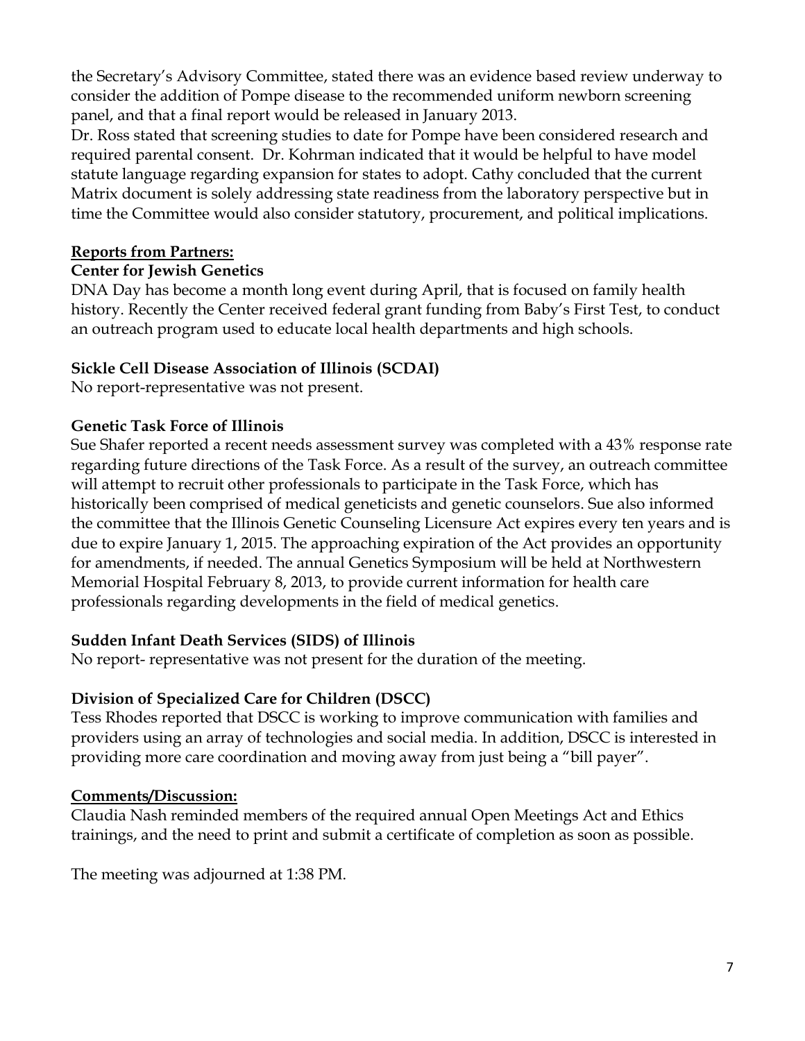the Secretary's Advisory Committee, stated there was an evidence based review underway to consider the addition of Pompe disease to the recommended uniform newborn screening panel, and that a final report would be released in January 2013.
Dr. Ross stated that screening studies to date for Pompe have been considered research and required parental consent. Dr. Kohrman indicated that it would be helpful to have model statute language regarding expansion for states to adopt. Cathy concluded that the current Matrix document is solely addressing state readiness from the laboratory perspective but in time the Committee would also consider statutory, procurement, and political implications.

**Reports from Partners:**

**Center for Jewish Genetics**

DNA Day has become a month long event during April, that is focused on family health history. Recently the Center received federal grant funding from Baby's First Test, to conduct an outreach program used to educate local health departments and high schools.

**Sickle Cell Disease Association of Illinois (SCDAI)**

No report-representative was not present.

**Genetic Task Force of Illinois**

Sue Shafer reported a recent needs assessment survey was completed with a 43% response rate regarding future directions of the Task Force. As a result of the survey, an outreach committee will attempt to recruit other professionals to participate in the Task Force, which has historically been comprised of medical geneticists and genetic counselors. Sue also informed the committee that the Illinois Genetic Counseling Licensure Act expires every ten years and is due to expire January 1, 2015. The approaching expiration of the Act provides an opportunity for amendments, if needed. The annual Genetics Symposium will be held at Northwestern Memorial Hospital February 8, 2013, to provide current information for health care professionals regarding developments in the field of medical genetics.

**Sudden Infant Death Services (SIDS) of Illinois**

No report- representative was not present for the duration of the meeting.

**Division of Specialized Care for Children (DSCC)**

Tess Rhodes reported that DSCC is working to improve communication with families and providers using an array of technologies and social media. In addition, DSCC is interested in providing more care coordination and moving away from just being a "bill payer".

**Comments/Discussion:**

Claudia Nash reminded members of the required annual Open Meetings Act and Ethics trainings, and the need to print and submit a certificate of completion as soon as possible.

The meeting was adjourned at 1:38 PM.